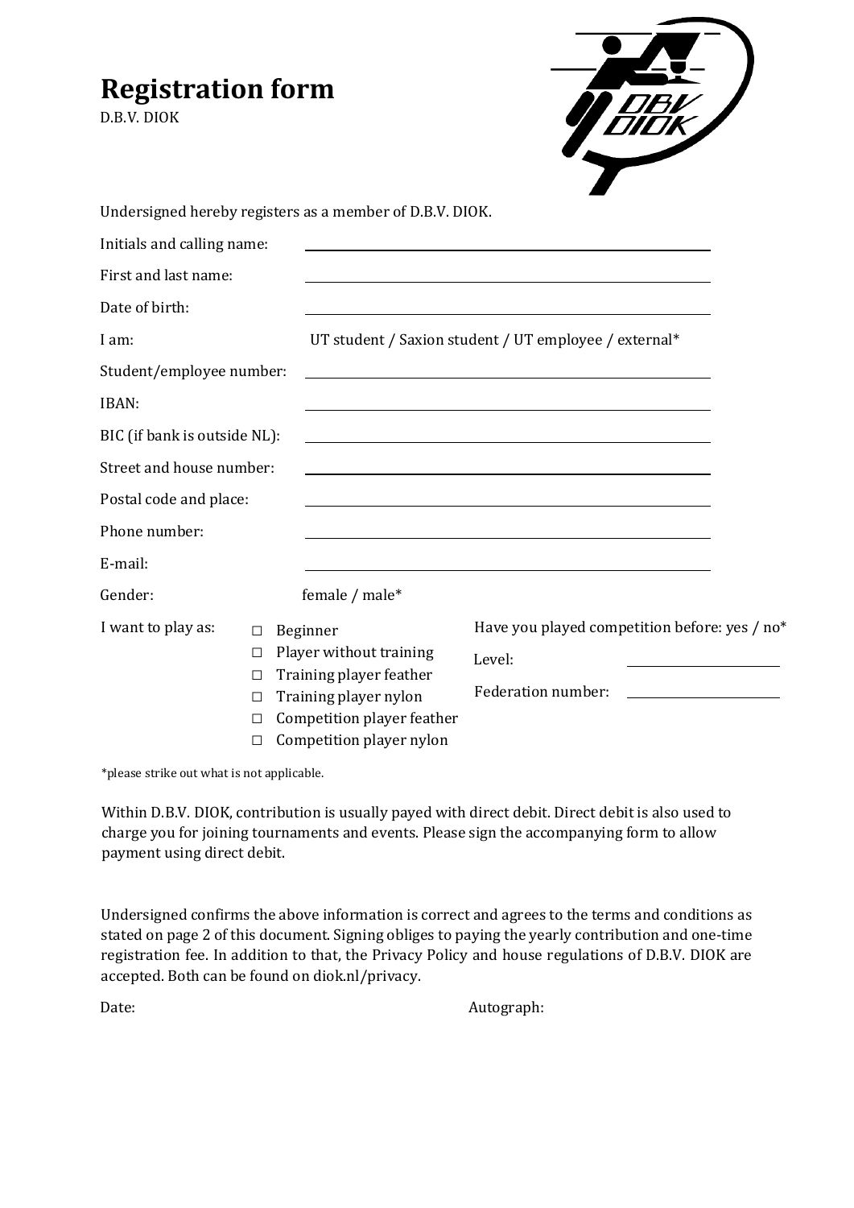# Registration form

D.B.V. DIOK

Undersigned hereby registers as a member of D.B.V. DIOK.

Initials and calling name: ______________________________

First and last name: ______________________________

Date of birth: ______________________________

I am: UT student / Saxion student / UT employee / external*

Student/employee number: ______________________________

IBAN: ______________________________

BIC (if bank is outside NL): ______________________________

Street and house number: ______________________________

Postal code and place: ______________________________

Phone number: ______________________________

E-mail: ______________________________

Gender: female / male*

I want to play as:

- ☐ Beginner
- ☐ Player without training
- ☐ Training player feather
- ☐ Training player nylon
- ☐ Competition player feather
- ☐ Competition player nylon

Have you played competition before: yes / no*

Level: ____________________

Federation number: ____________________

*please strike out what is not applicable.

Within D.B.V. DIOK, contribution is usually payed with direct debit. Direct debit is also used to charge you for joining tournaments and events. Please sign the accompanying form to allow payment using direct debit.

Undersigned confirms the above information is correct and agrees to the terms and conditions as stated on page 2 of this document. Signing obliges to paying the yearly contribution and one-time registration fee. In addition to that, the Privacy Policy and house regulations of D.B.V. DIOK are accepted. Both can be found on diok.nl/privacy.

Date: Autograph: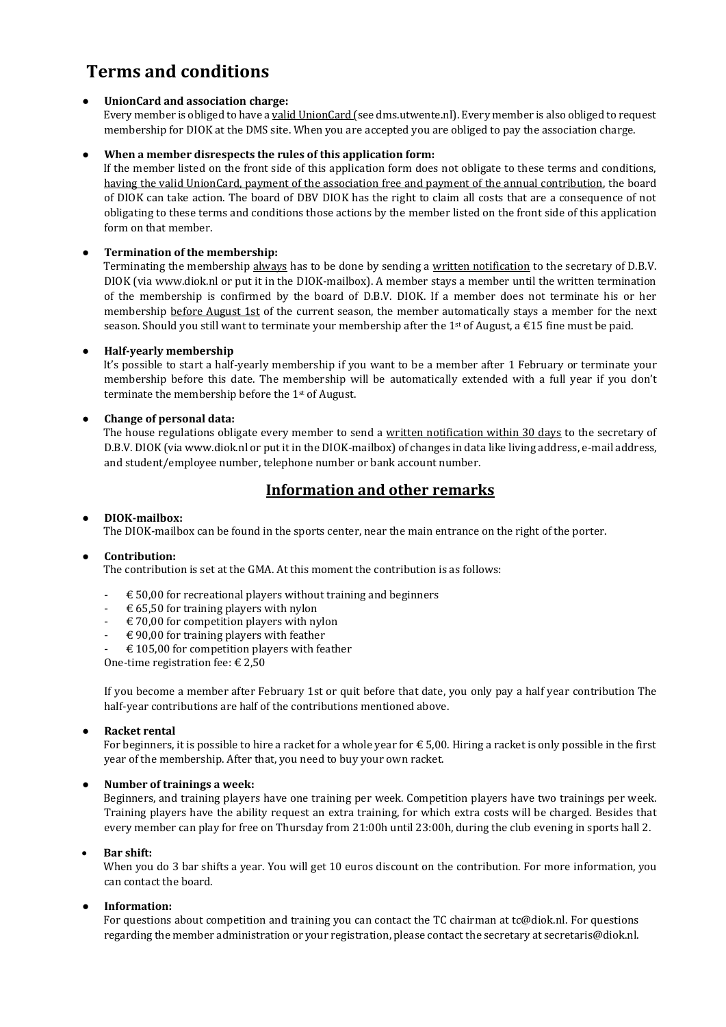# Terms and conditions

- **UnionCard and association charge:**
  Every member is obliged to have a valid UnionCard (see dms.utwente.nl). Every member is also obliged to request membership for DIOK at the DMS site. When you are accepted you are obliged to pay the association charge.

- **When a member disrespects the rules of this application form:**
  If the member listed on the front side of this application form does not obligate to these terms and conditions, having the valid UnionCard, payment of the association free and payment of the annual contribution, the board of DIOK can take action. The board of DBV DIOK has the right to claim all costs that are a consequence of not obligating to these terms and conditions those actions by the member listed on the front side of this application form on that member.

- **Termination of the membership:**
  Terminating the membership always has to be done by sending a written notification to the secretary of D.B.V. DIOK (via www.diok.nl or put it in the DIOK-mailbox). A member stays a member until the written termination of the membership is confirmed by the board of D.B.V. DIOK. If a member does not terminate his or her membership before August 1st of the current season, the member automatically stays a member for the next season. Should you still want to terminate your membership after the 1st of August, a €15 fine must be paid.

- **Half-yearly membership**
  It's possible to start a half-yearly membership if you want to be a member after 1 February or terminate your membership before this date. The membership will be automatically extended with a full year if you don't terminate the membership before the 1st of August.

- **Change of personal data:**
  The house regulations obligate every member to send a written notification within 30 days to the secretary of D.B.V. DIOK (via www.diok.nl or put it in the DIOK-mailbox) of changes in data like living address, e-mail address, and student/employee number, telephone number or bank account number.

## Information and other remarks

- **DIOK-mailbox:**
  The DIOK-mailbox can be found in the sports center, near the main entrance on the right of the porter.

- **Contribution:**
  The contribution is set at the GMA. At this moment the contribution is as follows:

  - € 50,00 for recreational players without training and beginners
  - € 65,50 for training players with nylon
  - € 70,00 for competition players with nylon
  - € 90,00 for training players with feather
  - € 105,00 for competition players with feather

  One-time registration fee: € 2,50

  If you become a member after February 1st or quit before that date, you only pay a half year contribution The half-year contributions are half of the contributions mentioned above.

- **Racket rental**
  For beginners, it is possible to hire a racket for a whole year for € 5,00. Hiring a racket is only possible in the first year of the membership. After that, you need to buy your own racket.

- **Number of trainings a week:**
  Beginners, and training players have one training per week. Competition players have two trainings per week. Training players have the ability request an extra training, for which extra costs will be charged. Besides that every member can play for free on Thursday from 21:00h until 23:00h, during the club evening in sports hall 2.

- **Bar shift:**
  When you do 3 bar shifts a year. You will get 10 euros discount on the contribution. For more information, you can contact the board.

- **Information:**
  For questions about competition and training you can contact the TC chairman at tc@diok.nl. For questions regarding the member administration or your registration, please contact the secretary at secretaris@diok.nl.